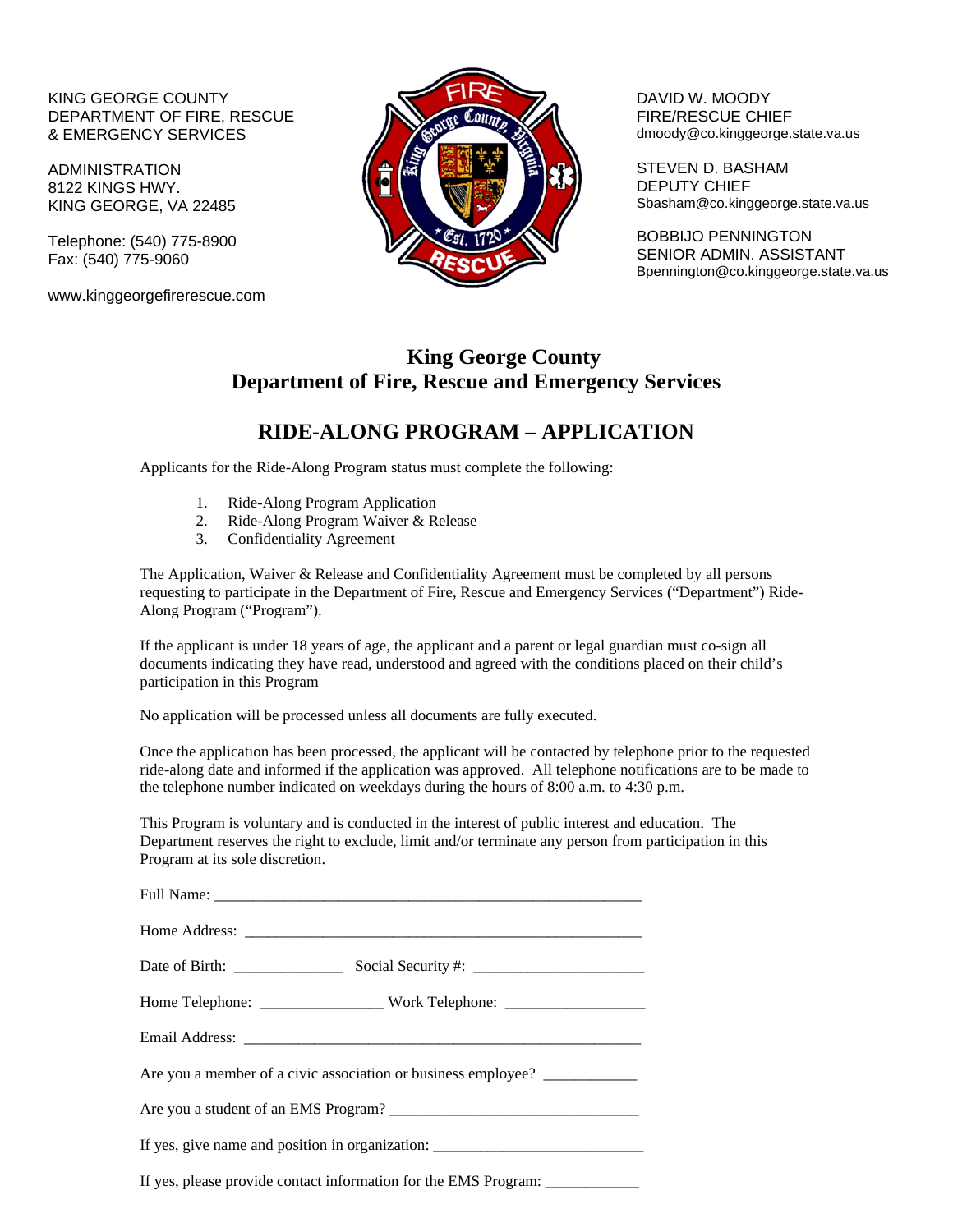KING GEORGE COUNTY
DEPARTMENT OF FIRE, RESCUE
& EMERGENCY SERVICES

ADMINISTRATION
8122 KINGS HWY.
KING GEORGE, VA 22485

Telephone: (540) 775-8900
Fax: (540) 775-9060

www.kinggeorgefirerescue.com

DAVID W. MOODY
FIRE/RESCUE CHIEF
dmoody@co.kinggeorge.state.va.us

STEVEN D. BASHAM
DEPUTY CHIEF
Sbasham@co.kinggeorge.state.va.us

BOBBIJO PENNINGTON
SENIOR ADMIN. ASSISTANT
Bpennington@co.kinggeorge.state.va.us

## King George County
## Department of Fire, Rescue and Emergency Services

# RIDE-ALONG PROGRAM – APPLICATION

Applicants for the Ride-Along Program status must complete the following:

1. Ride-Along Program Application
2. Ride-Along Program Waiver & Release
3. Confidentiality Agreement

The Application, Waiver & Release and Confidentiality Agreement must be completed by all persons requesting to participate in the Department of Fire, Rescue and Emergency Services ("Department") Ride-Along Program ("Program").

If the applicant is under 18 years of age, the applicant and a parent or legal guardian must co-sign all documents indicating they have read, understood and agreed with the conditions placed on their child's participation in this Program

No application will be processed unless all documents are fully executed.

Once the application has been processed, the applicant will be contacted by telephone prior to the requested ride-along date and informed if the application was approved. All telephone notifications are to be made to the telephone number indicated on weekdays during the hours of 8:00 a.m. to 4:30 p.m.

This Program is voluntary and is conducted in the interest of public interest and education. The Department reserves the right to exclude, limit and/or terminate any person from participation in this Program at its sole discretion.

Full Name: ________________________________________________________

Home Address: ____________________________________________________

Date of Birth: ______________ Social Security #: ______________________

Home Telephone: ________________ Work Telephone: __________________

Email Address: ____________________________________________________

Are you a member of a civic association or business employee? ____________

Are you a student of an EMS Program? ________________________________

If yes, give name and position in organization: ___________________________

If yes, please provide contact information for the EMS Program: ____________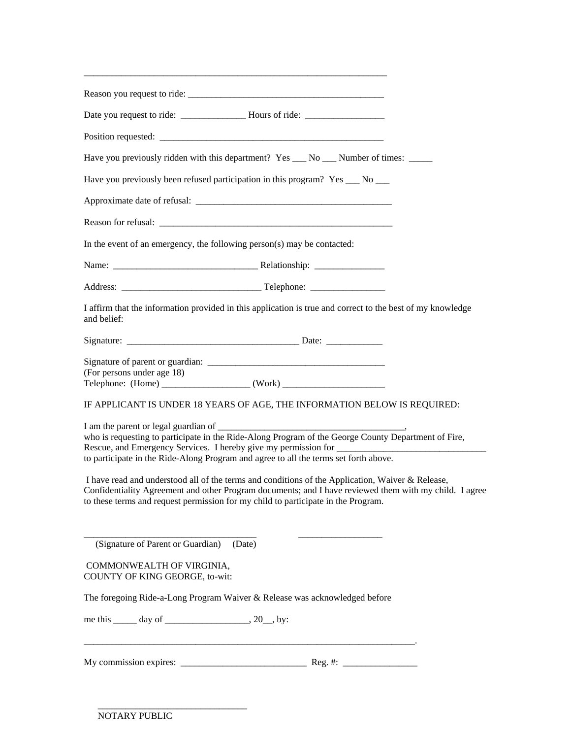_________________________________________________________________

Reason you request to ride: __________________________________________

Date you request to ride: ______________ Hours of ride: _________________

Position requested: ________________________________________________

Have you previously ridden with this department? Yes ___ No ___ Number of times: _____

Have you previously been refused participation in this program? Yes ___ No ___

Approximate date of refusal: __________________________________________

Reason for refusal: ____________________________________________________

In the event of an emergency, the following person(s) may be contacted:

Name: _______________________________ Relationship: _______________

Address: ______________________________ Telephone: ________________

I affirm that the information provided in this application is true and correct to the best of my knowledge and belief:

Signature: _____________________________________ Date: ____________

Signature of parent or guardian: ______________________________________
(For persons under age 18)
Telephone: (Home) ___________________ (Work) ______________________

IF APPLICANT IS UNDER 18 YEARS OF AGE, THE INFORMATION BELOW IS REQUIRED:

I am the parent or legal guardian of _________________________________________,
who is requesting to participate in the Ride-Along Program of the George County Department of Fire, Rescue, and Emergency Services. I hereby give my permission for ________________________________ to participate in the Ride-Along Program and agree to all the terms set forth above.

I have read and understood all of the terms and conditions of the Application, Waiver & Release, Confidentiality Agreement and other Program documents; and I have reviewed them with my child. I agree to these terms and request permission for my child to participate in the Program.

_____________________________________ __________________
(Signature of Parent or Guardian) (Date)

COMMONWEALTH OF VIRGINIA,
COUNTY OF KING GEORGE, to-wit:

The foregoing Ride-a-Long Program Waiver & Release was acknowledged before

me this _____ day of __________________, 20__, by:

_______________________________________________________________________.

My commission expires: ___________________________ Reg. #: ________________

_______________________________
NOTARY PUBLIC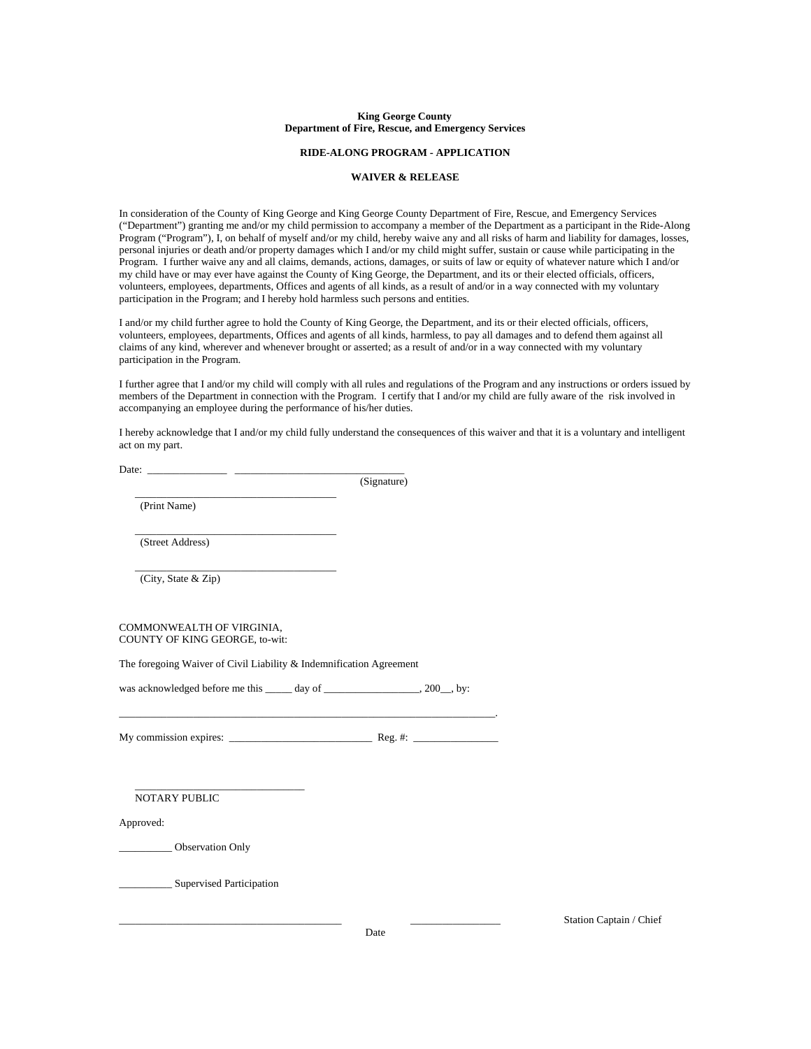**King George County**
**Department of Fire, Rescue, and Emergency Services**

**RIDE-ALONG PROGRAM - APPLICATION**

**WAIVER & RELEASE**

In consideration of the County of King George and King George County Department of Fire, Rescue, and Emergency Services ("Department") granting me and/or my child permission to accompany a member of the Department as a participant in the Ride-Along Program ("Program"), I, on behalf of myself and/or my child, hereby waive any and all risks of harm and liability for damages, losses, personal injuries or death and/or property damages which I and/or my child might suffer, sustain or cause while participating in the Program. I further waive any and all claims, demands, actions, damages, or suits of law or equity of whatever nature which I and/or my child have or may ever have against the County of King George, the Department, and its or their elected officials, officers, volunteers, employees, departments, Offices and agents of all kinds, as a result of and/or in a way connected with my voluntary participation in the Program; and I hereby hold harmless such persons and entities.

I and/or my child further agree to hold the County of King George, the Department, and its or their elected officials, officers, volunteers, employees, departments, Offices and agents of all kinds, harmless, to pay all damages and to defend them against all claims of any kind, wherever and whenever brought or asserted; as a result of and/or in a way connected with my voluntary participation in the Program.

I further agree that I and/or my child will comply with all rules and regulations of the Program and any instructions or orders issued by members of the Department in connection with the Program. I certify that I and/or my child are fully aware of the risk involved in accompanying an employee during the performance of his/her duties.

I hereby acknowledge that I and/or my child fully understand the consequences of this waiver and that it is a voluntary and intelligent act on my part.

Date: _______________ ________________________________
(Signature)

______________________________________
(Print Name)

______________________________________
(Street Address)

______________________________________
(City, State & Zip)

COMMONWEALTH OF VIRGINIA,
COUNTY OF KING GEORGE, to-wit:

The foregoing Waiver of Civil Liability & Indemnification Agreement

was acknowledged before me this _____ day of __________________, 200__, by:

_______________________________________________________________________.

My commission expires: ___________________________ Reg. #: ________________

________________________________
NOTARY PUBLIC

Approved:

__________ Observation Only

__________ Supervised Participation

__________________________________________ _________________ Station Captain / Chief
Date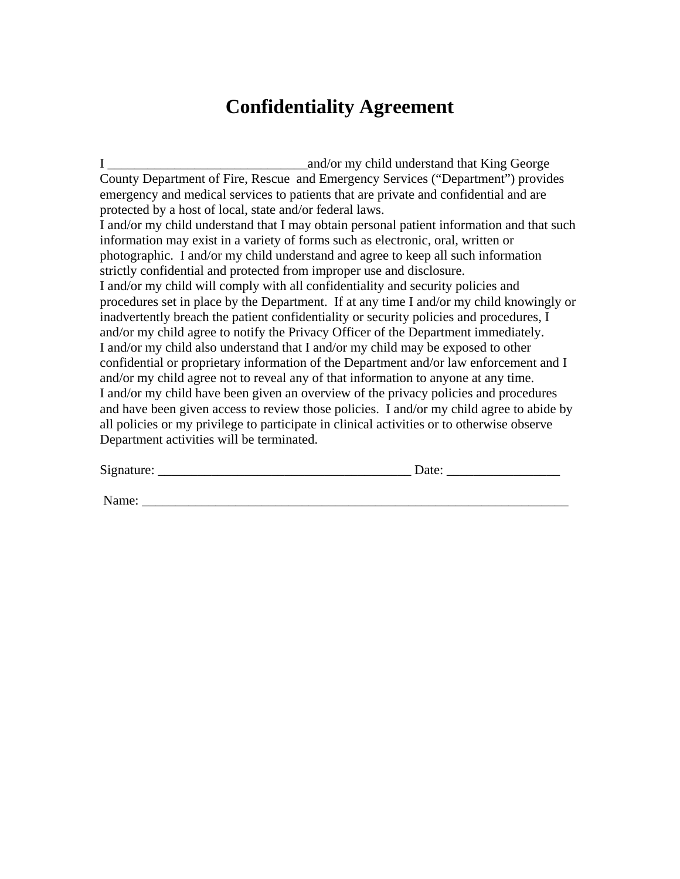# Confidentiality Agreement

I ______________________________and/or my child understand that King George County Department of Fire, Rescue and Emergency Services ("Department") provides emergency and medical services to patients that are private and confidential and are protected by a host of local, state and/or federal laws.

I and/or my child understand that I may obtain personal patient information and that such information may exist in a variety of forms such as electronic, oral, written or photographic. I and/or my child understand and agree to keep all such information strictly confidential and protected from improper use and disclosure.

I and/or my child will comply with all confidentiality and security policies and procedures set in place by the Department. If at any time I and/or my child knowingly or inadvertently breach the patient confidentiality or security policies and procedures, I and/or my child agree to notify the Privacy Officer of the Department immediately.

I and/or my child also understand that I and/or my child may be exposed to other confidential or proprietary information of the Department and/or law enforcement and I and/or my child agree not to reveal any of that information to anyone at any time.

I and/or my child have been given an overview of the privacy policies and procedures and have been given access to review those policies. I and/or my child agree to abide by all policies or my privilege to participate in clinical activities or to otherwise observe Department activities will be terminated.

Signature: ______________________________________ Date: _________________

Name: _________________________________________________________________